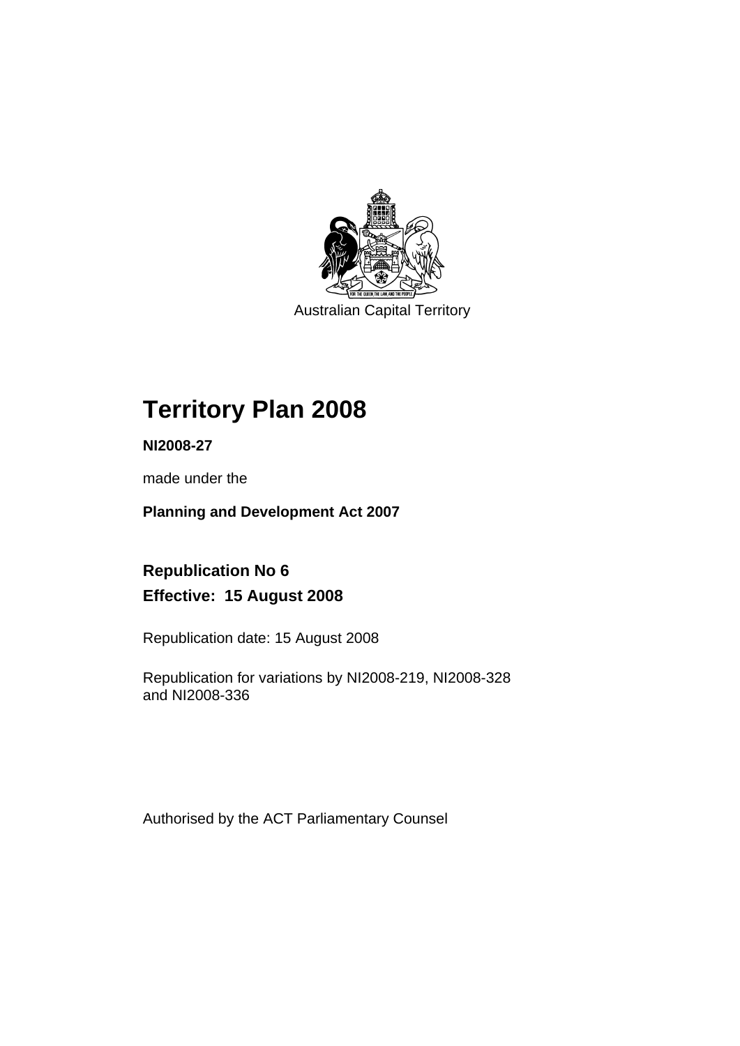Australian Capital Territory

# Territory Plan 2008

**NI2008-27**

made under the

**Planning and Development Act 2007**

## Republication No 6

## Effective: 15 August 2008

Republication date: 15 August 2008

Republication for variations by NI2008-219, NI2008-328 and NI2008-336

Authorised by the ACT Parliamentary Counsel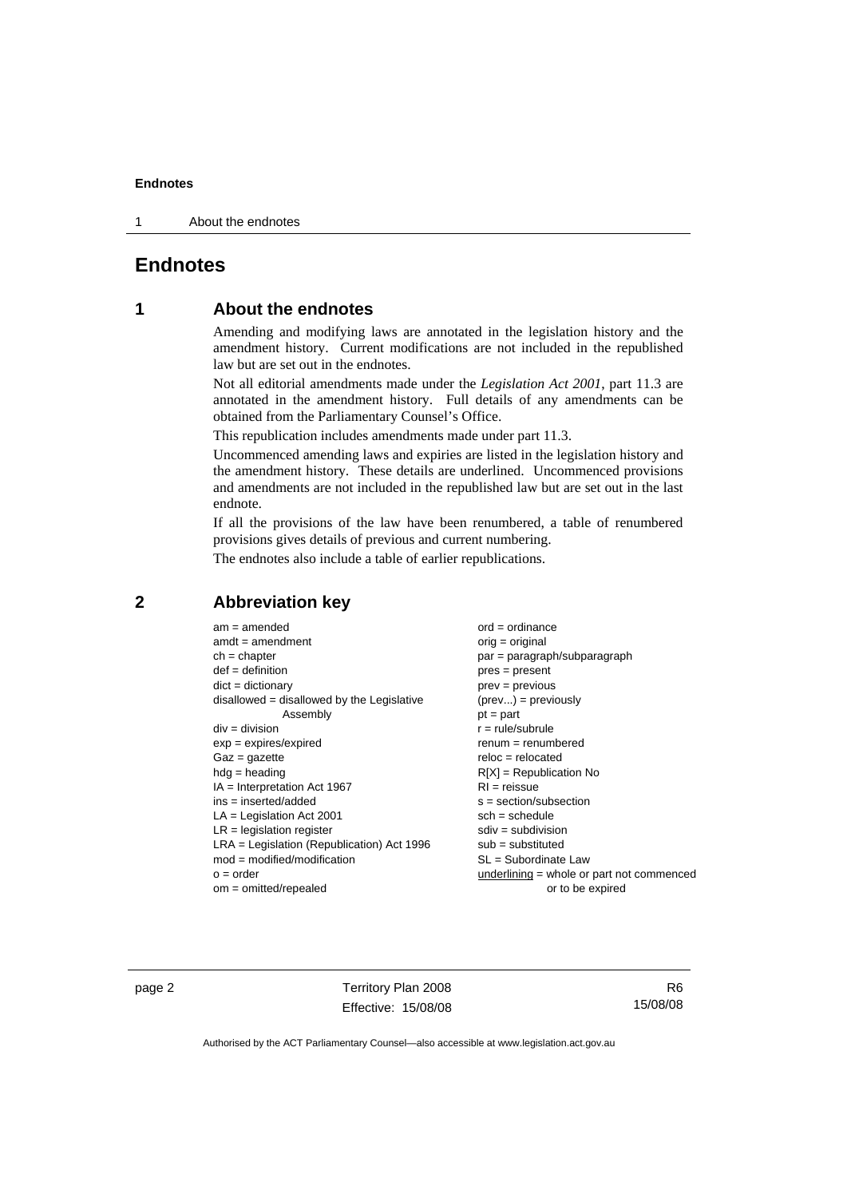# Endnotes

## 1 About the endnotes

Amending and modifying laws are annotated in the legislation history and the amendment history. Current modifications are not included in the republished law but are set out in the endnotes.

Not all editorial amendments made under the *Legislation Act 2001*, part 11.3 are annotated in the amendment history. Full details of any amendments can be obtained from the Parliamentary Counsel's Office.

This republication includes amendments made under part 11.3.

Uncommenced amending laws and expiries are listed in the legislation history and the amendment history. These details are underlined. Uncommenced provisions and amendments are not included in the republished law but are set out in the last endnote.

If all the provisions of the law have been renumbered, a table of renumbered provisions gives details of previous and current numbering.

The endnotes also include a table of earlier republications.

## 2 Abbreviation key

| | |
|---|---|
| am = amended | ord = ordinance |
| amdt = amendment | orig = original |
| ch = chapter | par = paragraph/subparagraph |
| def = definition | pres = present |
| dict = dictionary | prev = previous |
| disallowed = disallowed by the Legislative Assembly | (prev...) = previously |
| div = division | pt = part |
| exp = expires/expired | r = rule/subrule |
| Gaz = gazette | renum = renumbered |
| hdg = heading | reloc = relocated |
| IA = Interpretation Act 1967 | R[X] = Republication No |
| ins = inserted/added | RI = reissue |
| LA = Legislation Act 2001 | s = section/subsection |
| LR = legislation register | sch = schedule |
| LRA = Legislation (Republication) Act 1996 | sdiv = subdivision |
| mod = modified/modification | sub = substituted |
| o = order | SL = Subordinate Law |
| om = omitted/repealed | <u>underlining</u> = whole or part not commenced or to be expired |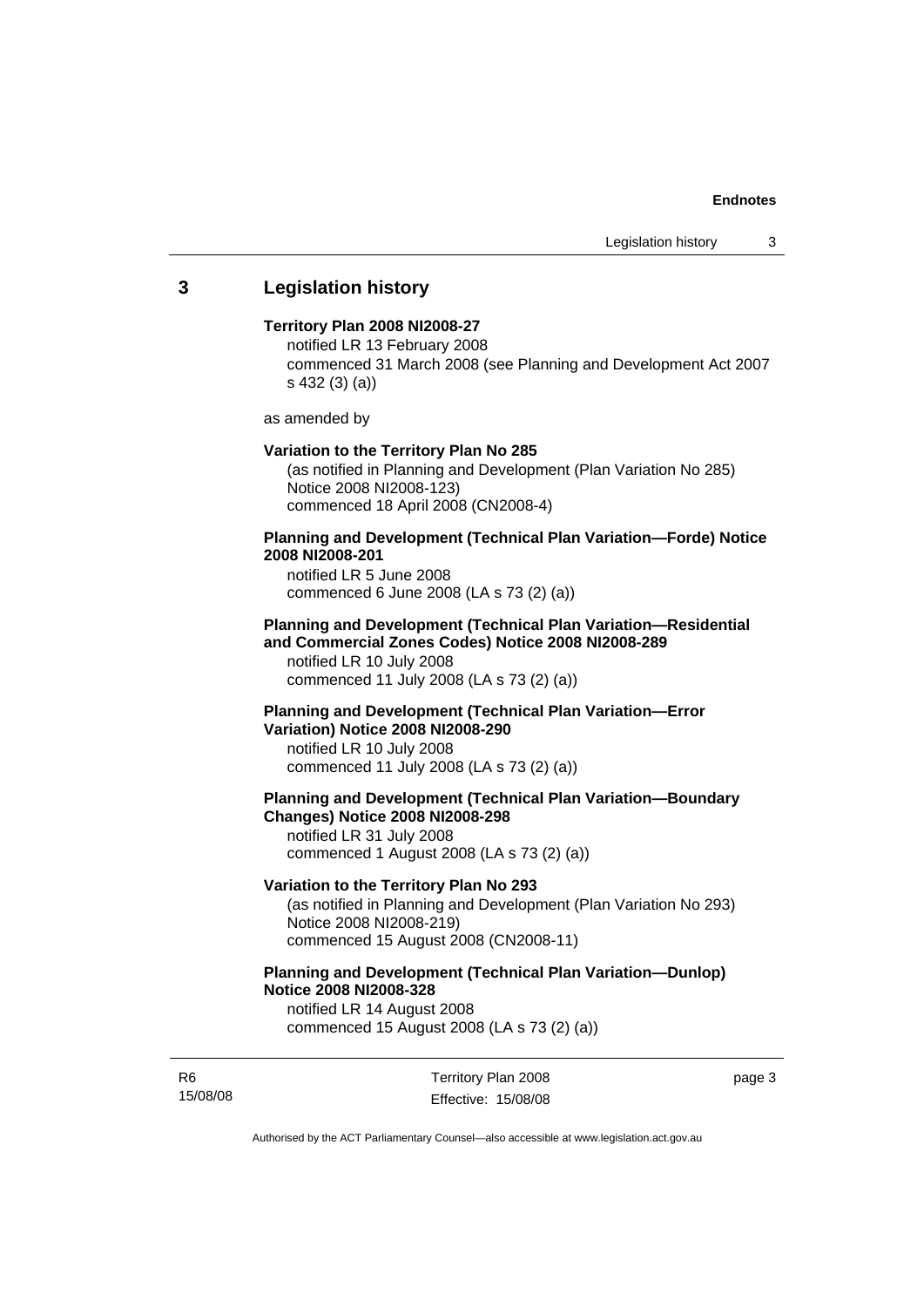## 3 Legislation history

**Territory Plan 2008 NI2008-27**
notified LR 13 February 2008
commenced 31 March 2008 (see Planning and Development Act 2007 s 432 (3) (a))

as amended by

**Variation to the Territory Plan No 285**
(as notified in Planning and Development (Plan Variation No 285) Notice 2008 NI2008-123)
commenced 18 April 2008 (CN2008-4)

**Planning and Development (Technical Plan Variation—Forde) Notice 2008 NI2008-201**
notified LR 5 June 2008
commenced 6 June 2008 (LA s 73 (2) (a))

**Planning and Development (Technical Plan Variation—Residential and Commercial Zones Codes) Notice 2008 NI2008-289**
notified LR 10 July 2008
commenced 11 July 2008 (LA s 73 (2) (a))

**Planning and Development (Technical Plan Variation—Error Variation) Notice 2008 NI2008-290**
notified LR 10 July 2008
commenced 11 July 2008 (LA s 73 (2) (a))

**Planning and Development (Technical Plan Variation—Boundary Changes) Notice 2008 NI2008-298**
notified LR 31 July 2008
commenced 1 August 2008 (LA s 73 (2) (a))

**Variation to the Territory Plan No 293**
(as notified in Planning and Development (Plan Variation No 293) Notice 2008 NI2008-219)
commenced 15 August 2008 (CN2008-11)

**Planning and Development (Technical Plan Variation—Dunlop) Notice 2008 NI2008-328**
notified LR 14 August 2008
commenced 15 August 2008 (LA s 73 (2) (a))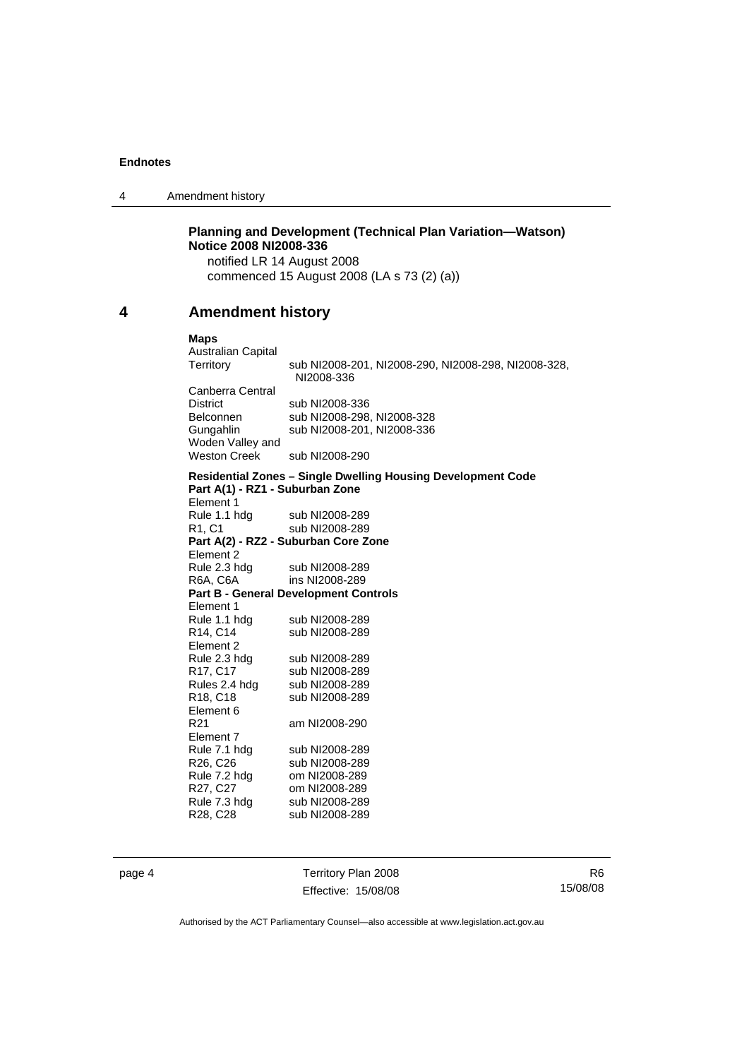**Planning and Development (Technical Plan Variation—Watson) Notice 2008 NI2008-336**

notified LR 14 August 2008

commenced 15 August 2008 (LA s 73 (2) (a))

# 4 Amendment history

**Maps**

| | |
|---|---|
| Australian Capital Territory | sub NI2008-201, NI2008-290, NI2008-298, NI2008-328, NI2008-336 |
| Canberra Central District | sub NI2008-336 |
| Belconnen | sub NI2008-298, NI2008-328 |
| Gungahlin | sub NI2008-201, NI2008-336 |
| Woden Valley and Weston Creek | sub NI2008-290 |

**Residential Zones – Single Dwelling Housing Development Code**

**Part A(1) - RZ1 - Suburban Zone**

| | |
|---|---|
| Element 1 | |
| Rule 1.1 hdg | sub NI2008-289 |
| R1, C1 | sub NI2008-289 |

**Part A(2) - RZ2 - Suburban Core Zone**

| | |
|---|---|
| Element 2 | |
| Rule 2.3 hdg | sub NI2008-289 |
| R6A, C6A | ins NI2008-289 |

**Part B - General Development Controls**

| | |
|---|---|
| Element 1 | |
| Rule 1.1 hdg | sub NI2008-289 |
| R14, C14 | sub NI2008-289 |
| Element 2 | |
| Rule 2.3 hdg | sub NI2008-289 |
| R17, C17 | sub NI2008-289 |
| Rules 2.4 hdg | sub NI2008-289 |
| R18, C18 | sub NI2008-289 |
| Element 6 | |
| R21 | am NI2008-290 |
| Element 7 | |
| Rule 7.1 hdg | sub NI2008-289 |
| R26, C26 | sub NI2008-289 |
| Rule 7.2 hdg | om NI2008-289 |
| R27, C27 | om NI2008-289 |
| Rule 7.3 hdg | sub NI2008-289 |
| R28, C28 | sub NI2008-289 |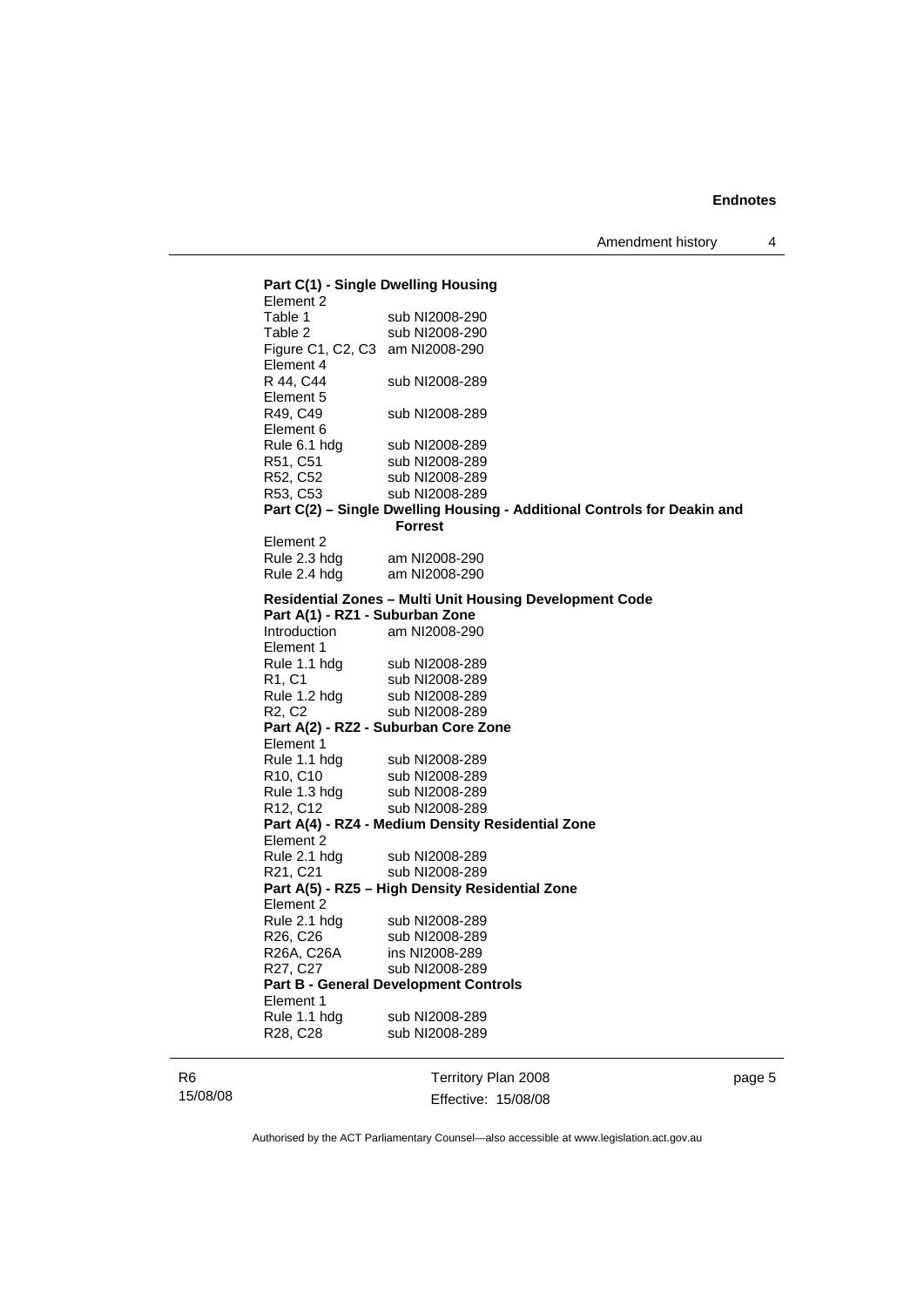**Part C(1) - Single Dwelling Housing**

| | |
|---|---|
| Element 2 | |
| Table 1 | sub NI2008-290 |
| Table 2 | sub NI2008-290 |
| Figure C1, C2, C3 | am NI2008-290 |
| Element 4 | |
| R 44, C44 | sub NI2008-289 |
| Element 5 | |
| R49, C49 | sub NI2008-289 |
| Element 6 | |
| Rule 6.1 hdg | sub NI2008-289 |
| R51, C51 | sub NI2008-289 |
| R52, C52 | sub NI2008-289 |
| R53, C53 | sub NI2008-289 |

**Part C(2) – Single Dwelling Housing - Additional Controls for Deakin and Forrest**

| | |
|---|---|
| Element 2 | |
| Rule 2.3 hdg | am NI2008-290 |
| Rule 2.4 hdg | am NI2008-290 |

**Residential Zones – Multi Unit Housing Development Code**

**Part A(1) - RZ1 - Suburban Zone**

| | |
|---|---|
| Introduction | am NI2008-290 |
| Element 1 | |
| Rule 1.1 hdg | sub NI2008-289 |
| R1, C1 | sub NI2008-289 |
| Rule 1.2 hdg | sub NI2008-289 |
| R2, C2 | sub NI2008-289 |

**Part A(2) - RZ2 - Suburban Core Zone**

| | |
|---|---|
| Element 1 | |
| Rule 1.1 hdg | sub NI2008-289 |
| R10, C10 | sub NI2008-289 |
| Rule 1.3 hdg | sub NI2008-289 |
| R12, C12 | sub NI2008-289 |

**Part A(4) - RZ4 - Medium Density Residential Zone**

| | |
|---|---|
| Element 2 | |
| Rule 2.1 hdg | sub NI2008-289 |
| R21, C21 | sub NI2008-289 |

**Part A(5) - RZ5 – High Density Residential Zone**

| | |
|---|---|
| Element 2 | |
| Rule 2.1 hdg | sub NI2008-289 |
| R26, C26 | sub NI2008-289 |
| R26A, C26A | ins NI2008-289 |
| R27, C27 | sub NI2008-289 |

**Part B - General Development Controls**

| | |
|---|---|
| Element 1 | |
| Rule 1.1 hdg | sub NI2008-289 |
| R28, C28 | sub NI2008-289 |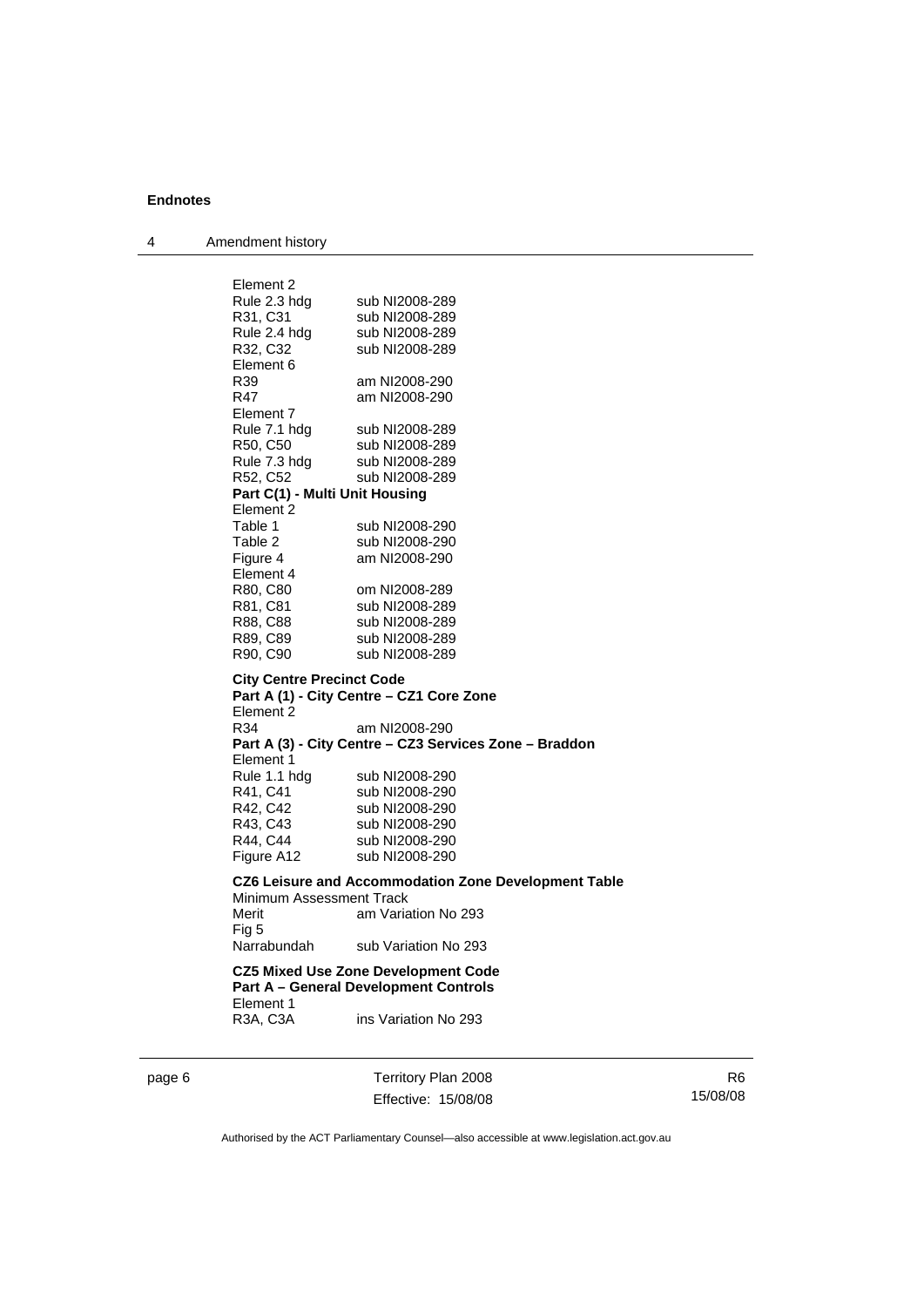Element 2

| | |
|---|---|
| Rule 2.3 hdg | sub NI2008-289 |
| R31, C31 | sub NI2008-289 |
| Rule 2.4 hdg | sub NI2008-289 |
| R32, C32 | sub NI2008-289 |

Element 6

| | |
|---|---|
| R39 | am NI2008-290 |
| R47 | am NI2008-290 |

Element 7

| | |
|---|---|
| Rule 7.1 hdg | sub NI2008-289 |
| R50, C50 | sub NI2008-289 |
| Rule 7.3 hdg | sub NI2008-289 |
| R52, C52 | sub NI2008-289 |

**Part C(1) - Multi Unit Housing**

Element 2

| | |
|---|---|
| Table 1 | sub NI2008-290 |
| Table 2 | sub NI2008-290 |
| Figure 4 | am NI2008-290 |

Element 4

| | |
|---|---|
| R80, C80 | om NI2008-289 |
| R81, C81 | sub NI2008-289 |
| R88, C88 | sub NI2008-289 |
| R89, C89 | sub NI2008-289 |
| R90, C90 | sub NI2008-289 |

**City Centre Precinct Code**

**Part A (1) - City Centre – CZ1 Core Zone**

Element 2

| | |
|---|---|
| R34 | am NI2008-290 |

**Part A (3) - City Centre – CZ3 Services Zone – Braddon**

Element 1

| | |
|---|---|
| Rule 1.1 hdg | sub NI2008-290 |
| R41, C41 | sub NI2008-290 |
| R42, C42 | sub NI2008-290 |
| R43, C43 | sub NI2008-290 |
| R44, C44 | sub NI2008-290 |
| Figure A12 | sub NI2008-290 |

**CZ6 Leisure and Accommodation Zone Development Table**

Minimum Assessment Track

| | |
|---|---|
| Merit | am Variation No 293 |

Fig 5

| | |
|---|---|
| Narrabundah | sub Variation No 293 |

**CZ5 Mixed Use Zone Development Code**

**Part A – General Development Controls**

Element 1

| | |
|---|---|
| R3A, C3A | ins Variation No 293 |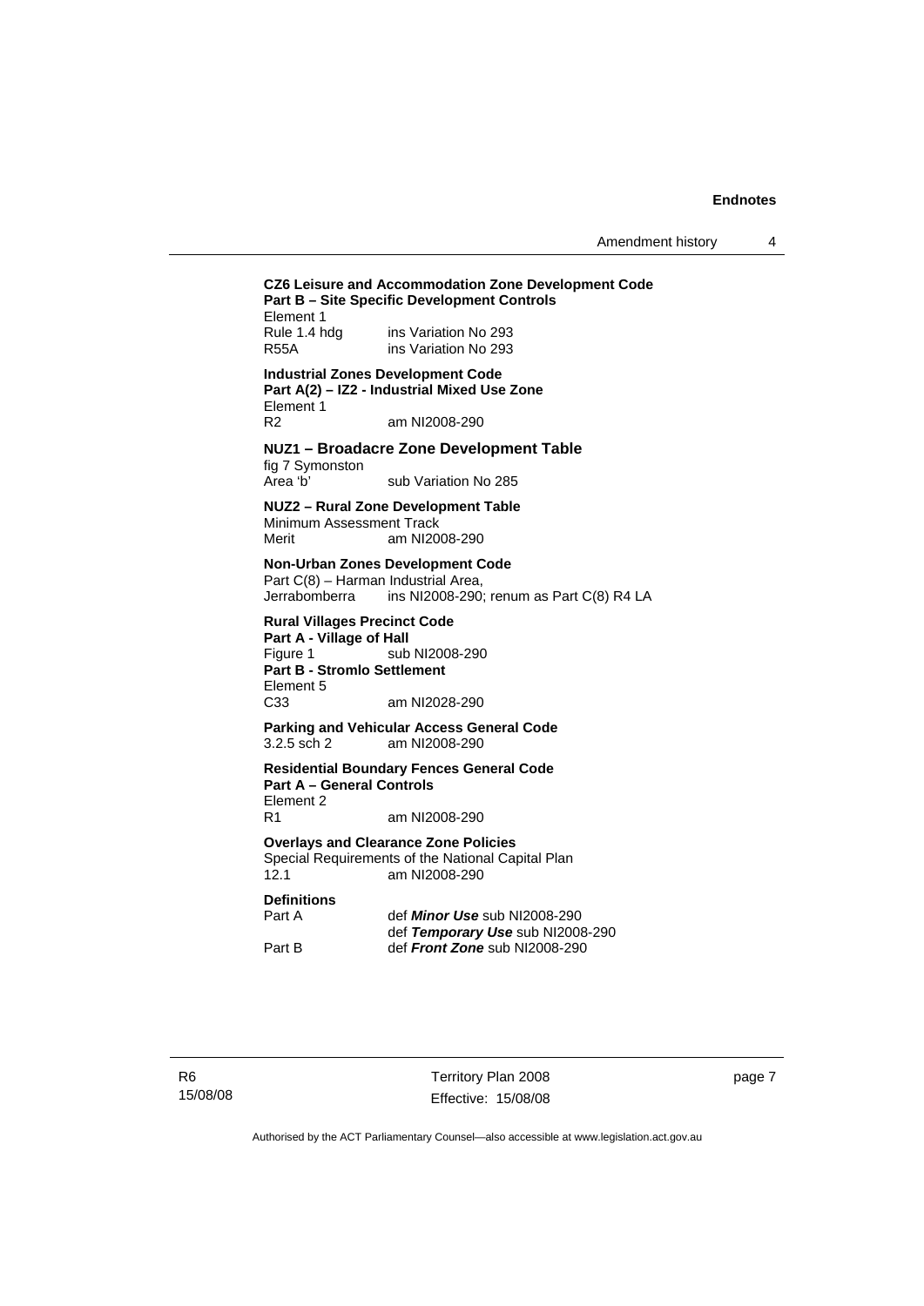**CZ6 Leisure and Accommodation Zone Development Code**
**Part B – Site Specific Development Controls**
Element 1
Rule 1.4 hdg ins Variation No 293
R55A ins Variation No 293

**Industrial Zones Development Code**
**Part A(2) – IZ2 - Industrial Mixed Use Zone**
Element 1
R2 am NI2008-290

**NUZ1 – Broadacre Zone Development Table**
fig 7 Symonston
Area 'b' sub Variation No 285

**NUZ2 – Rural Zone Development Table**
Minimum Assessment Track
Merit am NI2008-290

**Non-Urban Zones Development Code**
Part C(8) – Harman Industrial Area,
Jerrabomberra ins NI2008-290; renum as Part C(8) R4 LA

**Rural Villages Precinct Code**
**Part A - Village of Hall**
Figure 1 sub NI2008-290
**Part B - Stromlo Settlement**
Element 5
C33 am NI2028-290

**Parking and Vehicular Access General Code**
3.2.5 sch 2 am NI2008-290

**Residential Boundary Fences General Code**
**Part A – General Controls**
Element 2
R1 am NI2008-290

**Overlays and Clearance Zone Policies**
Special Requirements of the National Capital Plan
12.1 am NI2008-290

**Definitions**
Part A def ***Minor Use*** sub NI2008-290
def ***Temporary Use*** sub NI2008-290
Part B def ***Front Zone*** sub NI2008-290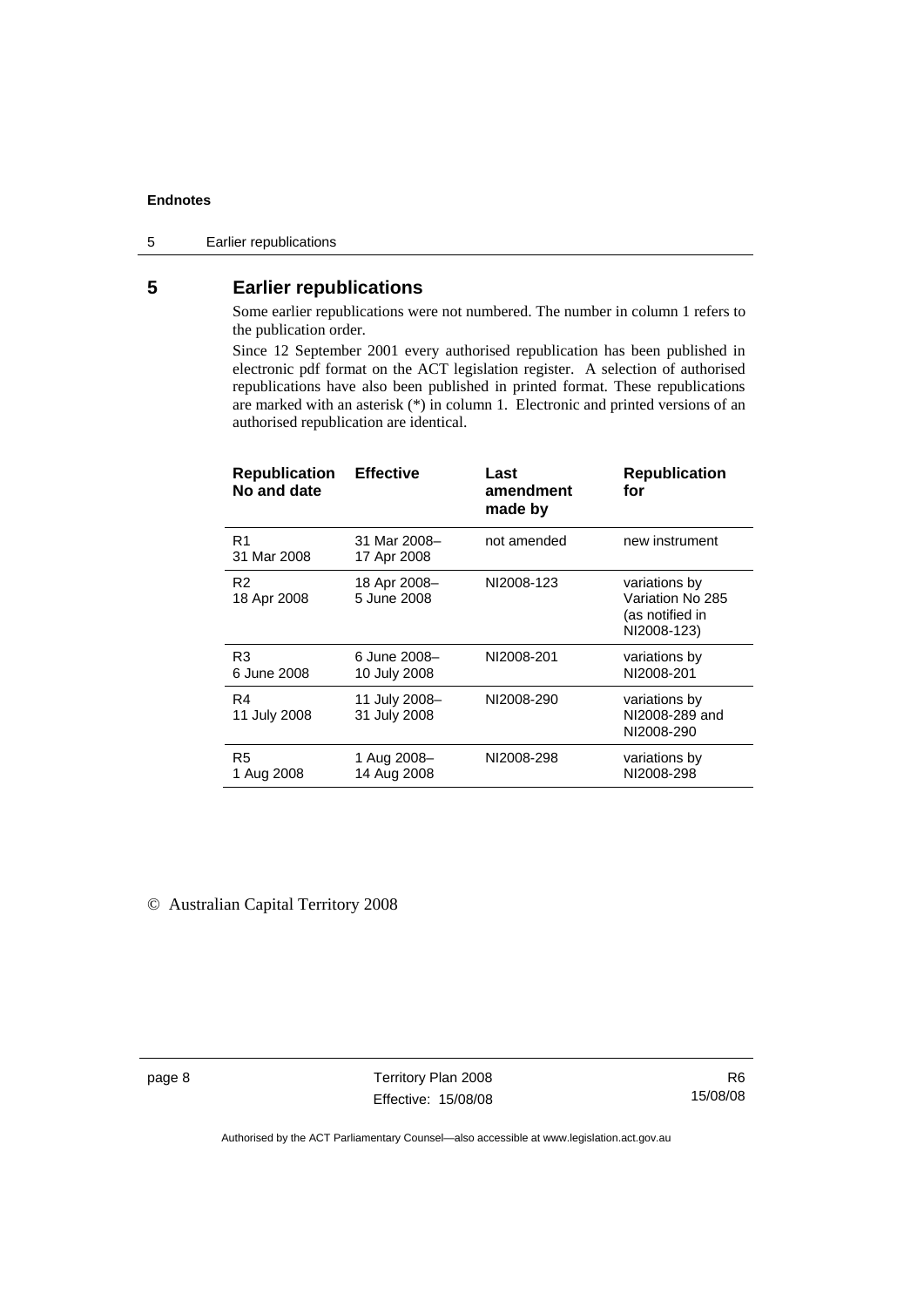## 5 Earlier republications

Some earlier republications were not numbered. The number in column 1 refers to the publication order.

Since 12 September 2001 every authorised republication has been published in electronic pdf format on the ACT legislation register. A selection of authorised republications have also been published in printed format. These republications are marked with an asterisk (*) in column 1. Electronic and printed versions of an authorised republication are identical.

| Republication No and date | Effective | Last amendment made by | Republication for |
|---|---|---|---|
| R1<br>31 Mar 2008 | 31 Mar 2008–<br>17 Apr 2008 | not amended | new instrument |
| R2<br>18 Apr 2008 | 18 Apr 2008–<br>5 June 2008 | NI2008-123 | variations by Variation No 285 (as notified in NI2008-123) |
| R3<br>6 June 2008 | 6 June 2008–<br>10 July 2008 | NI2008-201 | variations by NI2008-201 |
| R4<br>11 July 2008 | 11 July 2008–<br>31 July 2008 | NI2008-290 | variations by NI2008-289 and NI2008-290 |
| R5<br>1 Aug 2008 | 1 Aug 2008–<br>14 Aug 2008 | NI2008-298 | variations by NI2008-298 |

© Australian Capital Territory 2008